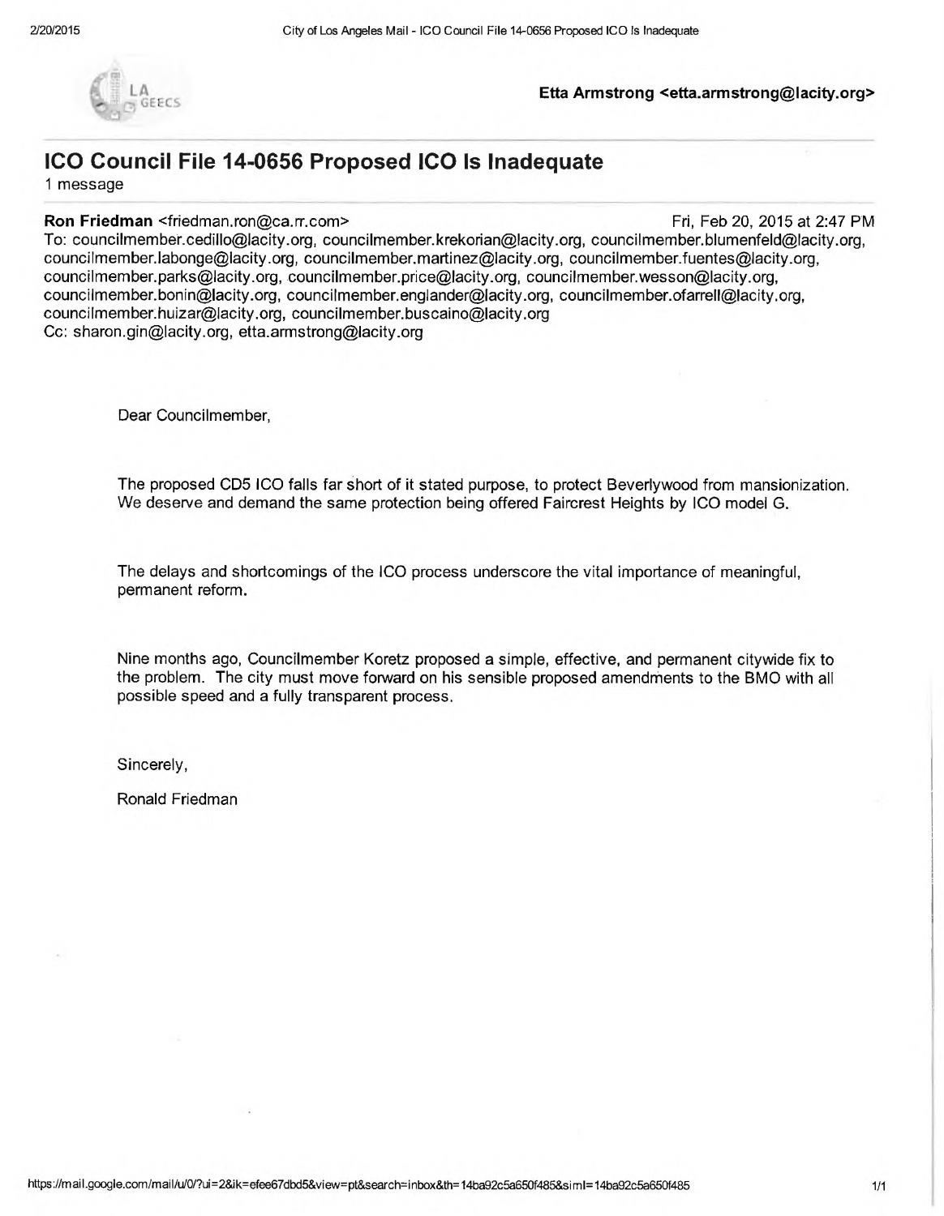**Etta Armstrong <etta.armstrong@lacity.org>**

# ICO Council File 14-0656 Proposed ICO Is Inadequate

1 message

**Ron Friedman** <friedman.ron@ca.rr.com> Fri, Feb 20, 2015 at 2:47 PM

To: councilmember.cedillo@lacity.org, councilmember.krekorian@lacity.org, councilmember.blumenfeld@lacity.org, councilmember.labonge@lacity.org, councilmember.martinez@lacity.org, councilmember.fuentes@lacity.org, councilmember.parks@lacity.org, councilmember.price@lacity.org, councilmember.wesson@lacity.org, councilmember.bonin@lacity.org, councilmember.englander@lacity.org, councilmember.ofarrell@lacity.org, councilmember.huizar@lacity.org, councilmember.buscaino@lacity.org

Cc: sharon.gin@lacity.org, etta.armstrong@lacity.org

Dear Councilmember,

The proposed CD5 ICO falls far short of it stated purpose, to protect Beverlywood from mansionization. We deserve and demand the same protection being offered Faircrest Heights by ICO model G.

The delays and shortcomings of the ICO process underscore the vital importance of meaningful, permanent reform.

Nine months ago, Councilmember Koretz proposed a simple, effective, and permanent citywide fix to the problem. The city must move forward on his sensible proposed amendments to the BMO with all possible speed and a fully transparent process.

Sincerely,

Ronald Friedman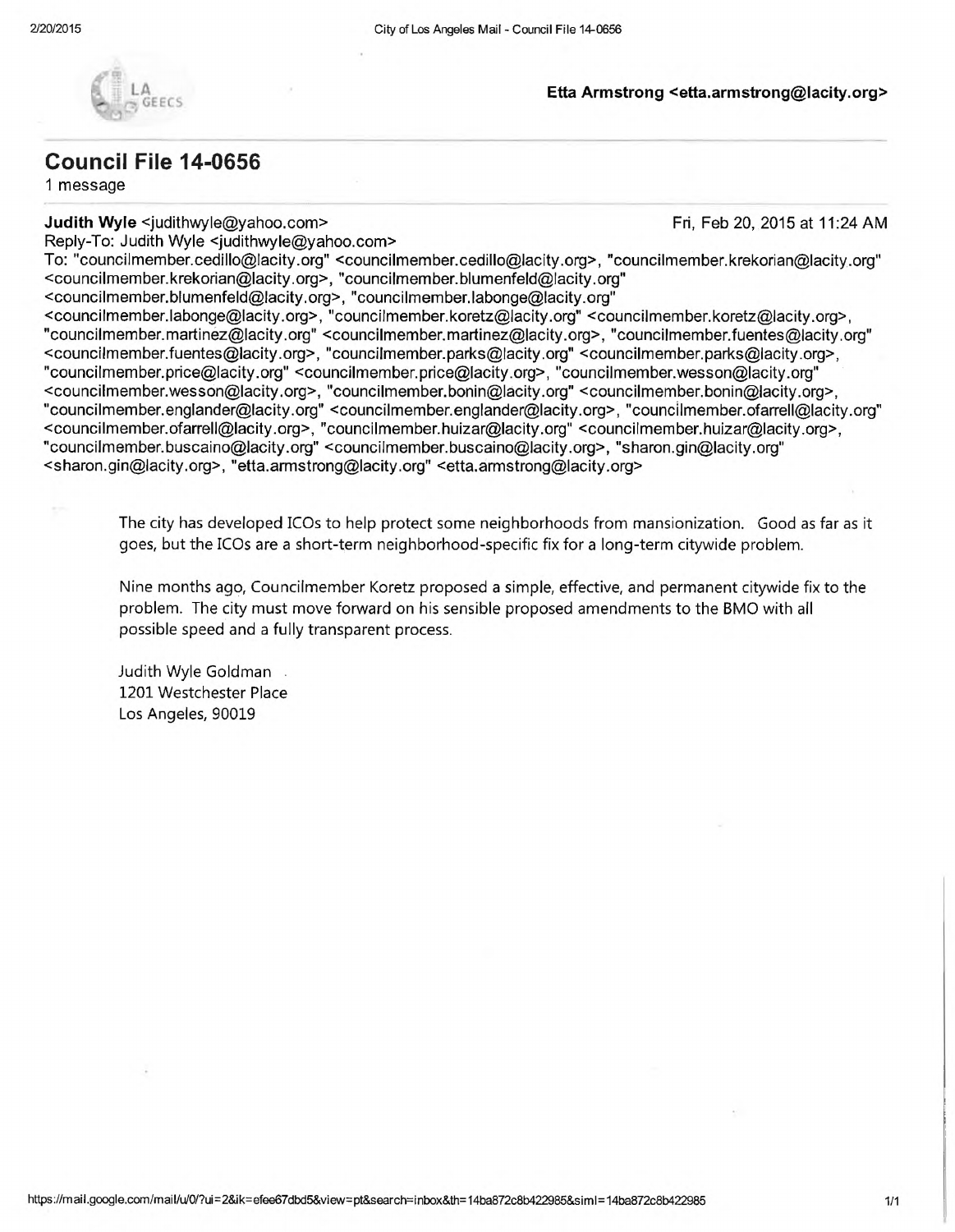Etta Armstrong <etta.armstrong@lacity.org>

## Council File 14-0656

1 message

**Judith Wyle** <judithwyle@yahoo.com> Fri, Feb 20, 2015 at 11:24 AM
Reply-To: Judith Wyle <judithwyle@yahoo.com>
To: "councilmember.cedillo@lacity.org" <councilmember.cedillo@lacity.org>, "councilmember.krekorian@lacity.org" <councilmember.krekorian@lacity.org>, "councilmember.blumenfeld@lacity.org" <councilmember.blumenfeld@lacity.org>, "councilmember.labonge@lacity.org" <councilmember.labonge@lacity.org>, "councilmember.koretz@lacity.org" <councilmember.koretz@lacity.org>, "councilmember.martinez@lacity.org" <councilmember.martinez@lacity.org>, "councilmember.fuentes@lacity.org" <councilmember.fuentes@lacity.org>, "councilmember.parks@lacity.org" <councilmember.parks@lacity.org>, "councilmember.price@lacity.org" <councilmember.price@lacity.org>, "councilmember.wesson@lacity.org" <councilmember.wesson@lacity.org>, "councilmember.bonin@lacity.org" <councilmember.bonin@lacity.org>, "councilmember.englander@lacity.org" <councilmember.englander@lacity.org>, "councilmember.ofarrell@lacity.org" <councilmember.ofarrell@lacity.org>, "councilmember.huizar@lacity.org" <councilmember.huizar@lacity.org>, "councilmember.buscaino@lacity.org" <councilmember.buscaino@lacity.org>, "sharon.gin@lacity.org" <sharon.gin@lacity.org>, "etta.armstrong@lacity.org" <etta.armstrong@lacity.org>

The city has developed ICOs to help protect some neighborhoods from mansionization. Good as far as it goes, but the ICOs are a short-term neighborhood-specific fix for a long-term citywide problem.

Nine months ago, Councilmember Koretz proposed a simple, effective, and permanent citywide fix to the problem. The city must move forward on his sensible proposed amendments to the BMO with all possible speed and a fully transparent process.

Judith Wyle Goldman
1201 Westchester Place
Los Angeles, 90019